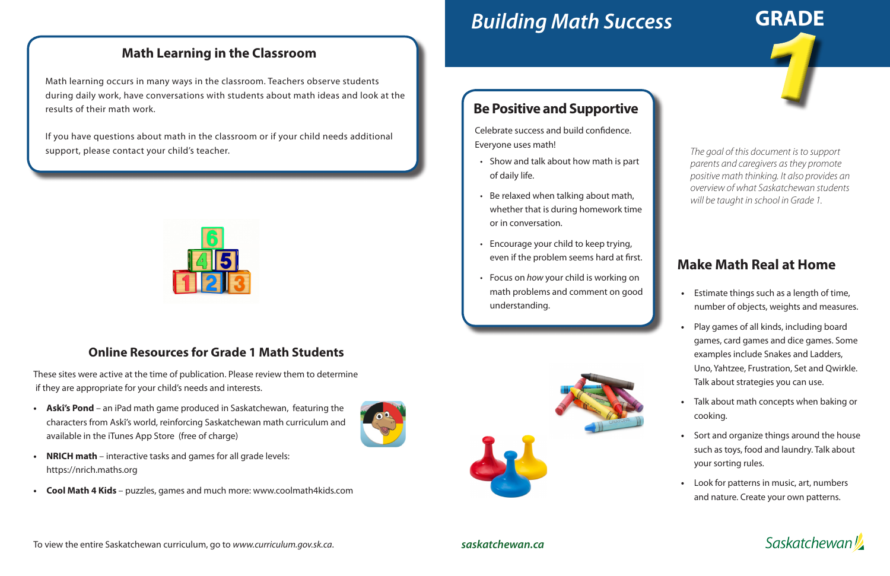# Building Math Success

# GRADE 1

*The goal of this document is to support parents and caregivers as they promote positive math thinking. It also provides an overview of what Saskatchewan students will be taught in school in Grade 1.*

## Be Positive and Supportive

Celebrate success and build confidence. Everyone uses math!

- Show and talk about how math is part of daily life.
- Be relaxed when talking about math, whether that is during homework time or in conversation.
- Encourage your child to keep trying, even if the problem seems hard at first.
- Focus on *how* your child is working on math problems and comment on good understanding.

## Make Math Real at Home

- Estimate things such as a length of time, number of objects, weights and measures.
- Play games of all kinds, including board games, card games and dice games. Some examples include Snakes and Ladders, Uno, Yahtzee, Frustration, Set and Qwirkle. Talk about strategies you can use.
- Talk about math concepts when baking or cooking.
- Sort and organize things around the house such as toys, food and laundry. Talk about your sorting rules.
- Look for patterns in music, art, numbers and nature. Create your own patterns.

## Math Learning in the Classroom

Math learning occurs in many ways in the classroom. Teachers observe students during daily work, have conversations with students about math ideas and look at the results of their math work.

If you have questions about math in the classroom or if your child needs additional support, please contact your child's teacher.

## Online Resources for Grade 1 Math Students

These sites were active at the time of publication. Please review them to determine if they are appropriate for your child's needs and interests.

- **Aski's Pond** – an iPad math game produced in Saskatchewan, featuring the characters from Aski's world, reinforcing Saskatchewan math curriculum and available in the iTunes App Store (free of charge)
- **NRICH math** – interactive tasks and games for all grade levels: https://nrich.maths.org
- **Cool Math 4 Kids** – puzzles, games and much more: www.coolmath4kids.com

To view the entire Saskatchewan curriculum, go to *www.curriculum.gov.sk.ca*.

***saskatchewan.ca***

Saskatchewan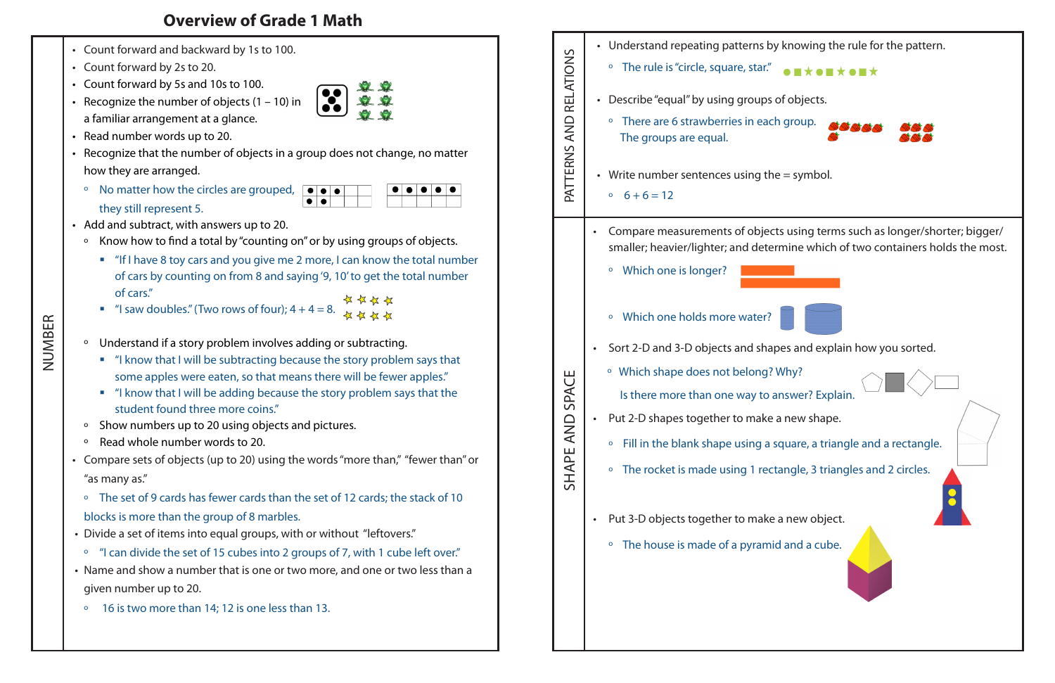# Overview of Grade 1 Math

## NUMBER

- Count forward and backward by 1s to 100.
- Count forward by 2s to 20.
- Count forward by 5s and 10s to 100.
- Recognize the number of objects (1 – 10) in a familiar arrangement at a glance.
- Read number words up to 20.
- Recognize that the number of objects in a group does not change, no matter how they are arranged.
  - No matter how the circles are grouped, they still represent 5.
- Add and subtract, with answers up to 20.
  - Know how to find a total by "counting on" or by using groups of objects.
    - "If I have 8 toy cars and you give me 2 more, I can know the total number of cars by counting on from 8 and saying '9, 10' to get the total number of cars."
    - "I saw doubles." (Two rows of four); 4 + 4 = 8.
  - Understand if a story problem involves adding or subtracting.
    - "I know that I will be subtracting because the story problem says that some apples were eaten, so that means there will be fewer apples."
    - "I know that I will be adding because the story problem says that the student found three more coins."
  - Show numbers up to 20 using objects and pictures.
  - Read whole number words to 20.
- Compare sets of objects (up to 20) using the words "more than," "fewer than" or "as many as."
  - The set of 9 cards has fewer cards than the set of 12 cards; the stack of 10 blocks is more than the group of 8 marbles.
- Divide a set of items into equal groups, with or without "leftovers."
  - "I can divide the set of 15 cubes into 2 groups of 7, with 1 cube left over."
- Name and show a number that is one or two more, and one or two less than a given number up to 20.
  - 16 is two more than 14; 12 is one less than 13.

## PATTERNS AND RELATIONS

- Understand repeating patterns by knowing the rule for the pattern.
  - The rule is "circle, square, star."
- Describe "equal" by using groups of objects.
  - There are 6 strawberries in each group. The groups are equal.
- Write number sentences using the = symbol.
  - 6 + 6 = 12

## SHAPE AND SPACE

- Compare measurements of objects using terms such as longer/shorter; bigger/smaller; heavier/lighter; and determine which of two containers holds the most.
  - Which one is longer?
  - Which one holds more water?
- Sort 2-D and 3-D objects and shapes and explain how you sorted.
  - Which shape does not belong? Why? Is there more than one way to answer? Explain.
- Put 2-D shapes together to make a new shape.
  - Fill in the blank shape using a square, a triangle and a rectangle.
  - The rocket is made using 1 rectangle, 3 triangles and 2 circles.
- Put 3-D objects together to make a new object.
  - The house is made of a pyramid and a cube.